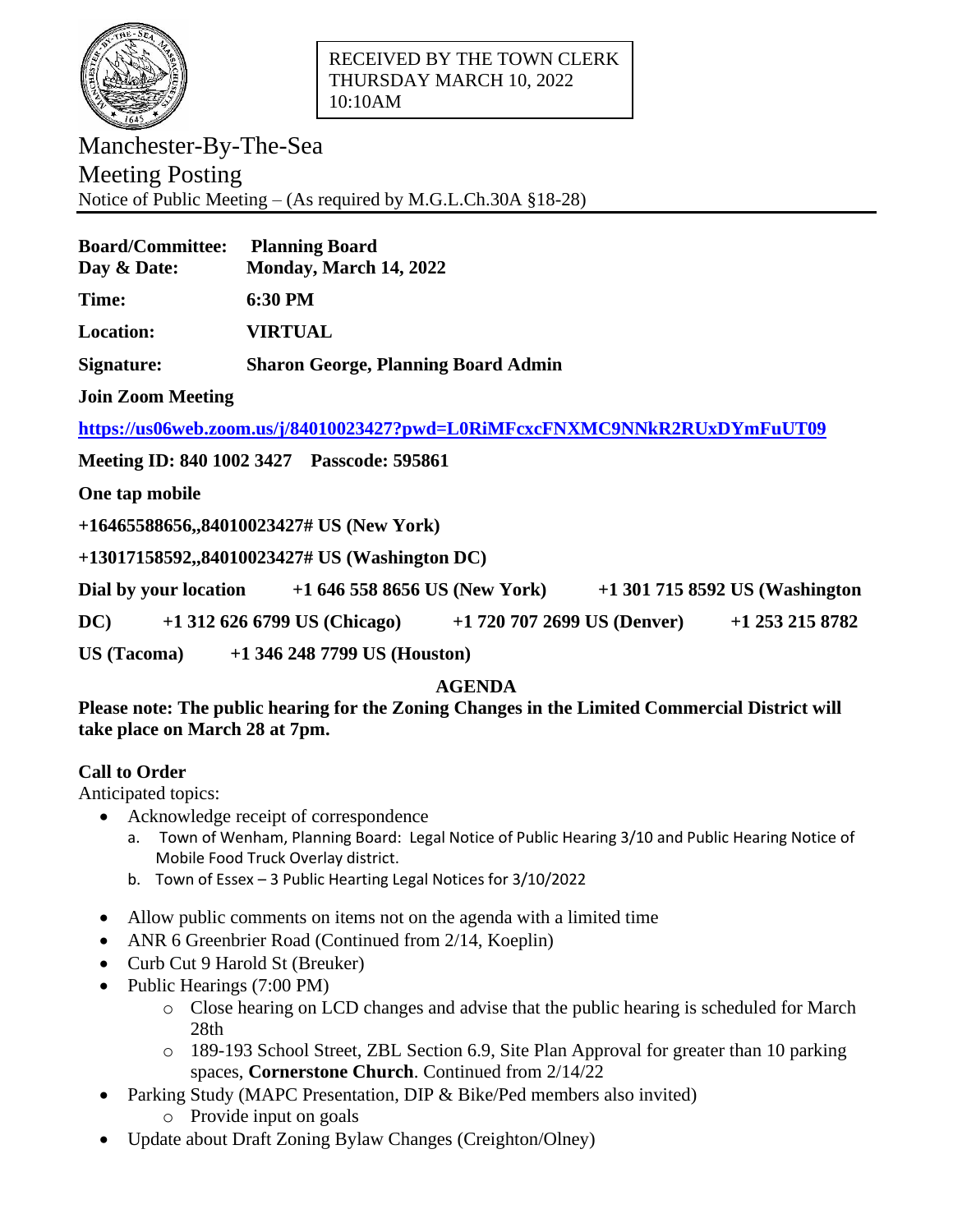RECEIVED BY THE TOWN CLERK
THURSDAY MARCH 10, 2022
10:10AM

# Manchester-By-The-Sea
## Meeting Posting
Notice of Public Meeting – (As required by M.G.L.Ch.30A §18-28)

**Board/Committee:** **Planning Board**
**Day & Date:** **Monday, March 14, 2022**

**Time:** **6:30 PM**

**Location:** **VIRTUAL**

**Signature:** **Sharon George, Planning Board Admin**

**Join Zoom Meeting**

**https://us06web.zoom.us/j/84010023427?pwd=L0RiMFcxcFNXMC9NNkR2RUxDYmFuUT09**

**Meeting ID: 840 1002 3427 Passcode: 595861**

**One tap mobile**

**+16465588656,,84010023427# US (New York)**

**+13017158592,,84010023427# US (Washington DC)**

**Dial by your location +1 646 558 8656 US (New York) +1 301 715 8592 US (Washington DC) +1 312 626 6799 US (Chicago) +1 720 707 2699 US (Denver) +1 253 215 8782 US (Tacoma) +1 346 248 7799 US (Houston)**

**AGENDA**

**Please note: The public hearing for the Zoning Changes in the Limited Commercial District will take place on March 28 at 7pm.**

**Call to Order**
Anticipated topics:

- Acknowledge receipt of correspondence
  a. Town of Wenham, Planning Board: Legal Notice of Public Hearing 3/10 and Public Hearing Notice of Mobile Food Truck Overlay district.
  b. Town of Essex – 3 Public Hearting Legal Notices for 3/10/2022
- Allow public comments on items not on the agenda with a limited time
- ANR 6 Greenbrier Road (Continued from 2/14, Koeplin)
- Curb Cut 9 Harold St (Breuker)
- Public Hearings (7:00 PM)
  - Close hearing on LCD changes and advise that the public hearing is scheduled for March 28th
  - 189-193 School Street, ZBL Section 6.9, Site Plan Approval for greater than 10 parking spaces, **Cornerstone Church**. Continued from 2/14/22
- Parking Study (MAPC Presentation, DIP & Bike/Ped members also invited)
  - Provide input on goals
- Update about Draft Zoning Bylaw Changes (Creighton/Olney)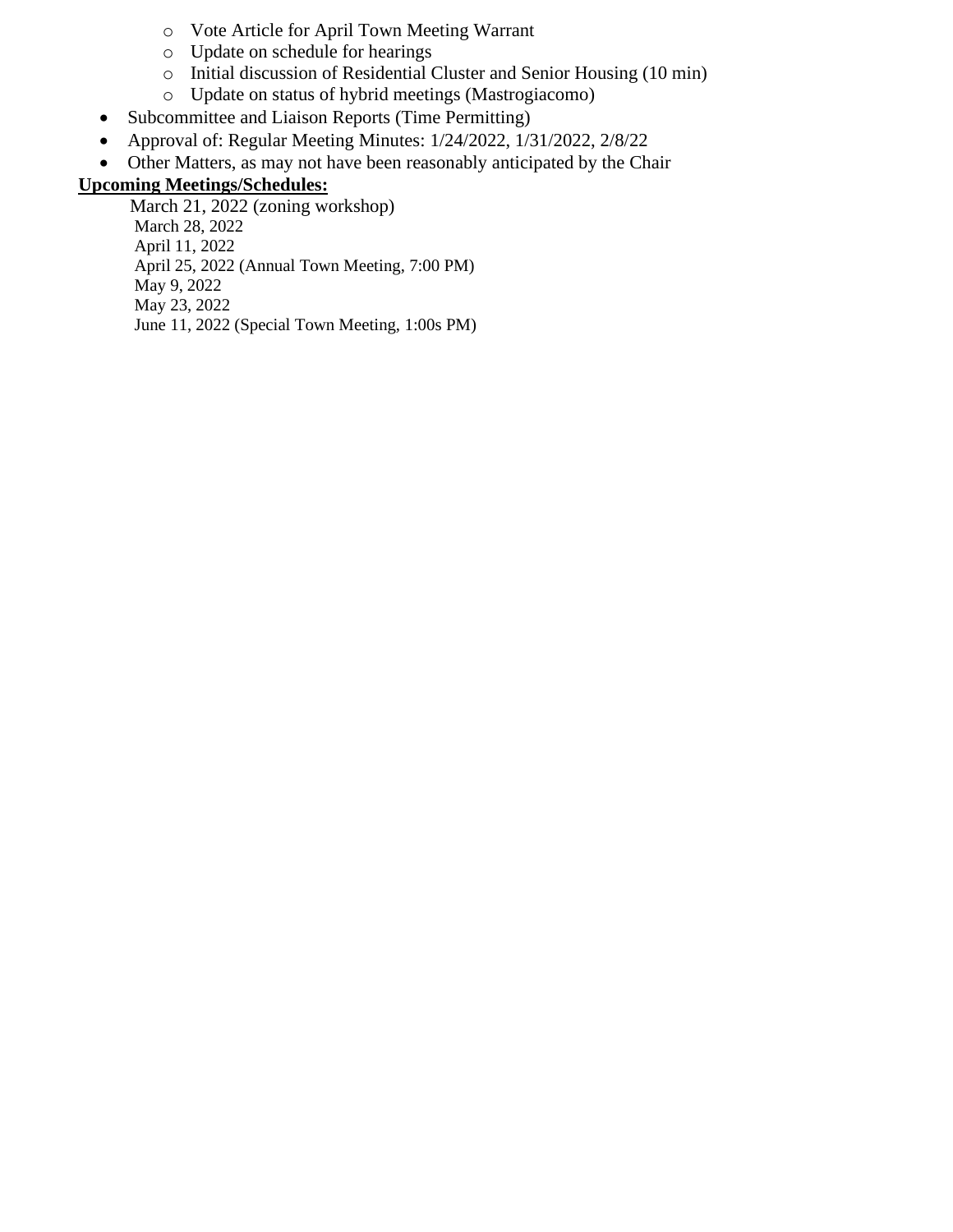- Vote Article for April Town Meeting Warrant
    - Update on schedule for hearings
    - Initial discussion of Residential Cluster and Senior Housing (10 min)
    - Update on status of hybrid meetings (Mastrogiacomo)
- Subcommittee and Liaison Reports (Time Permitting)
- Approval of: Regular Meeting Minutes: 1/24/2022, 1/31/2022, 2/8/22
- Other Matters, as may not have been reasonably anticipated by the Chair

**Upcoming Meetings/Schedules:**

March 21, 2022 (zoning workshop)
March 28, 2022
April 11, 2022
April 25, 2022 (Annual Town Meeting, 7:00 PM)
May 9, 2022
May 23, 2022
June 11, 2022 (Special Town Meeting, 1:00s PM)